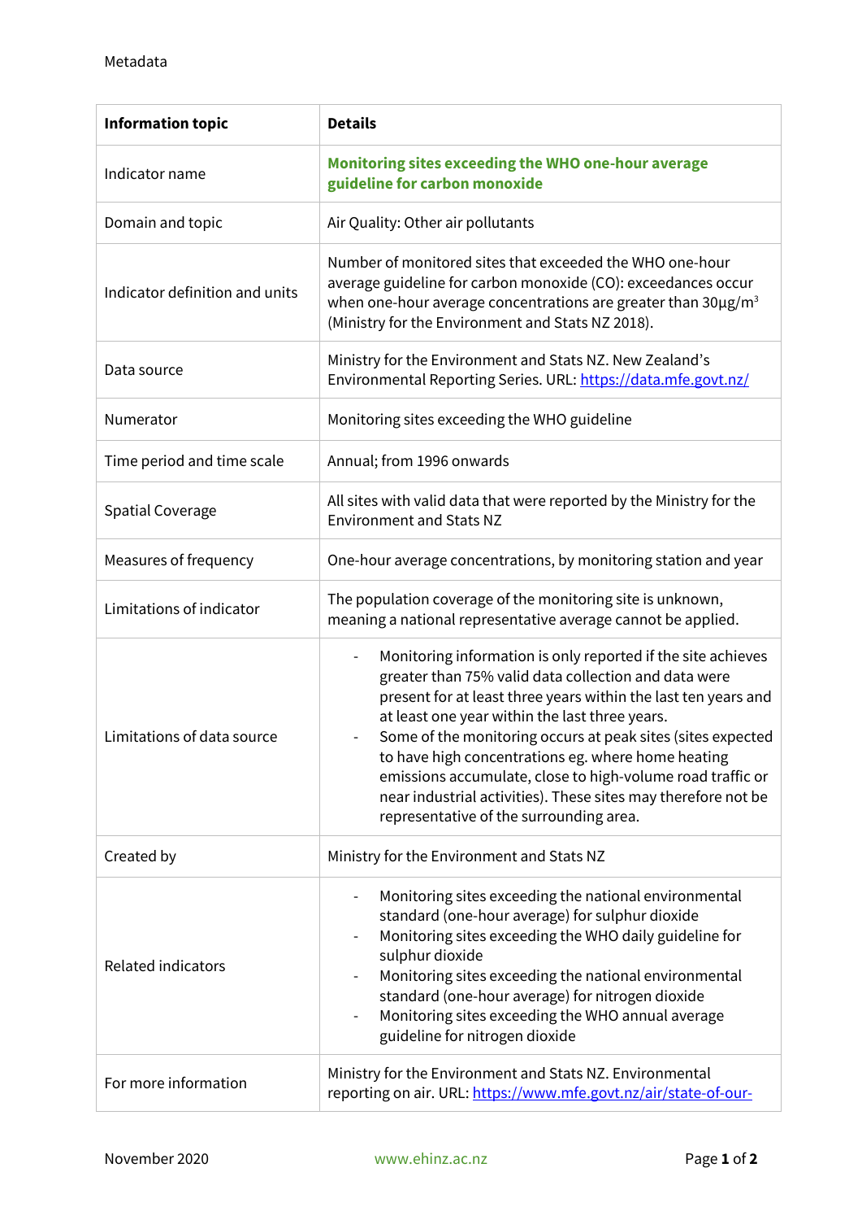Metadata

| Information topic | Details |
| --- | --- |
| Indicator name | **Monitoring sites exceeding the WHO one-hour average guideline for carbon monoxide** |
| Domain and topic | Air Quality: Other air pollutants |
| Indicator definition and units | Number of monitored sites that exceeded the WHO one-hour average guideline for carbon monoxide (CO): exceedances occur when one-hour average concentrations are greater than 30µg/m$^3$ (Ministry for the Environment and Stats NZ 2018). |
| Data source | Ministry for the Environment and Stats NZ. New Zealand's Environmental Reporting Series. URL: https://data.mfe.govt.nz/ |
| Numerator | Monitoring sites exceeding the WHO guideline |
| Time period and time scale | Annual; from 1996 onwards |
| Spatial Coverage | All sites with valid data that were reported by the Ministry for the Environment and Stats NZ |
| Measures of frequency | One-hour average concentrations, by monitoring station and year |
| Limitations of indicator | The population coverage of the monitoring site is unknown, meaning a national representative average cannot be applied. |
| Limitations of data source | - Monitoring information is only reported if the site achieves greater than 75% valid data collection and data were present for at least three years within the last ten years and at least one year within the last three years.<br>- Some of the monitoring occurs at peak sites (sites expected to have high concentrations eg. where home heating emissions accumulate, close to high-volume road traffic or near industrial activities). These sites may therefore not be representative of the surrounding area. |
| Created by | Ministry for the Environment and Stats NZ |
| Related indicators | - Monitoring sites exceeding the national environmental standard (one-hour average) for sulphur dioxide<br>- Monitoring sites exceeding the WHO daily guideline for sulphur dioxide<br>- Monitoring sites exceeding the national environmental standard (one-hour average) for nitrogen dioxide<br>- Monitoring sites exceeding the WHO annual average guideline for nitrogen dioxide |
| For more information | Ministry for the Environment and Stats NZ. Environmental reporting on air. URL: https://www.mfe.govt.nz/air/state-of-our- |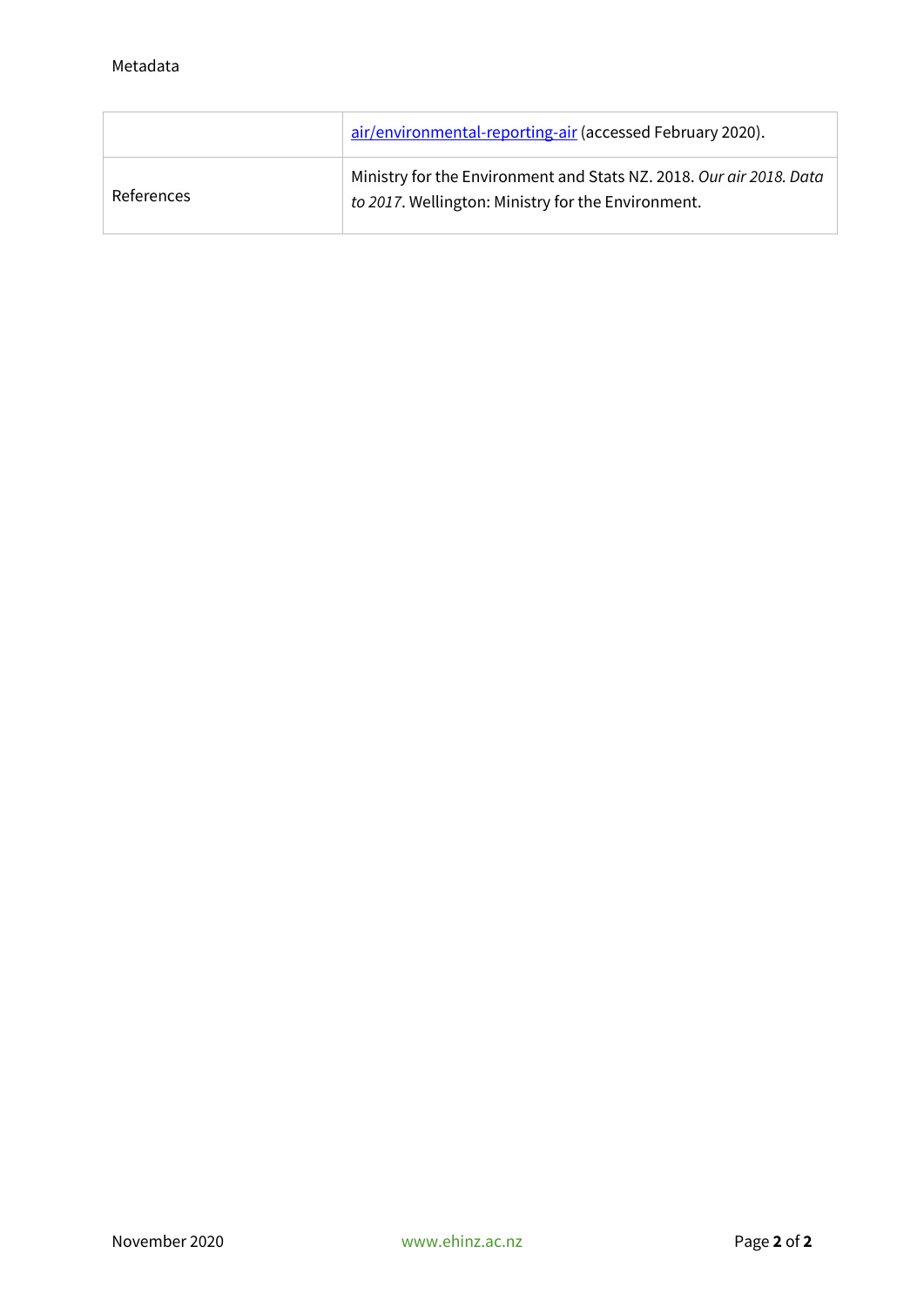| | |
|---|---|
| | air/environmental-reporting-air (accessed February 2020). |
| References | Ministry for the Environment and Stats NZ. 2018. *Our air 2018. Data to 2017*. Wellington: Ministry for the Environment. |